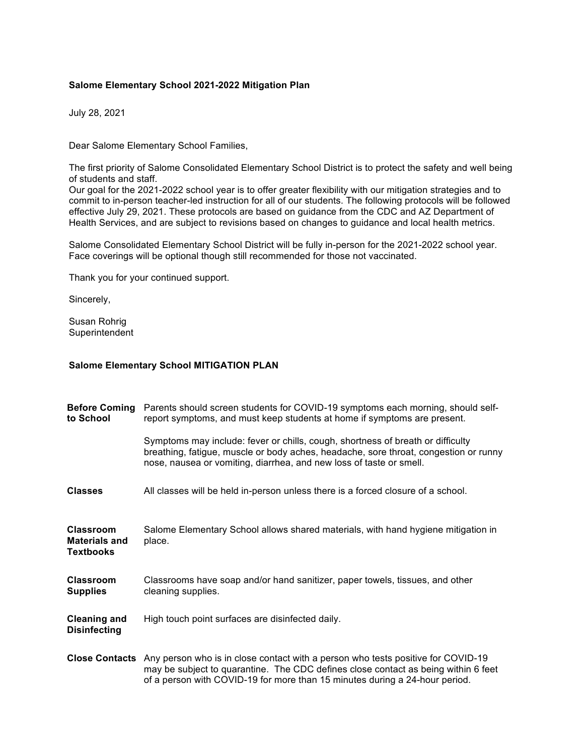**Salome Elementary School 2021-2022 Mitigation Plan**

July 28, 2021

Dear Salome Elementary School Families,

The first priority of Salome Consolidated Elementary School District is to protect the safety and well being of students and staff.
Our goal for the 2021-2022 school year is to offer greater flexibility with our mitigation strategies and to commit to in-person teacher-led instruction for all of our students. The following protocols will be followed effective July 29, 2021. These protocols are based on guidance from the CDC and AZ Department of Health Services, and are subject to revisions based on changes to guidance and local health metrics.

Salome Consolidated Elementary School District will be fully in-person for the 2021-2022 school year. Face coverings will be optional though still recommended for those not vaccinated.

Thank you for your continued support.

Sincerely,

Susan Rohrig
Superintendent

**Salome Elementary School MITIGATION PLAN**

| | |
|---|---|
| **Before Coming to School** | Parents should screen students for COVID-19 symptoms each morning, should self-report symptoms, and must keep students at home if symptoms are present.<br><br>Symptoms may include: fever or chills, cough, shortness of breath or difficulty breathing, fatigue, muscle or body aches, headache, sore throat, congestion or runny nose, nausea or vomiting, diarrhea, and new loss of taste or smell. |
| **Classes** | All classes will be held in-person unless there is a forced closure of a school. |
| **Classroom Materials and Textbooks** | Salome Elementary School allows shared materials, with hand hygiene mitigation in place. |
| **Classroom Supplies** | Classrooms have soap and/or hand sanitizer, paper towels, tissues, and other cleaning supplies. |
| **Cleaning and Disinfecting** | High touch point surfaces are disinfected daily. |
| **Close Contacts** | Any person who is in close contact with a person who tests positive for COVID-19 may be subject to quarantine. The CDC defines close contact as being within 6 feet of a person with COVID-19 for more than 15 minutes during a 24-hour period. |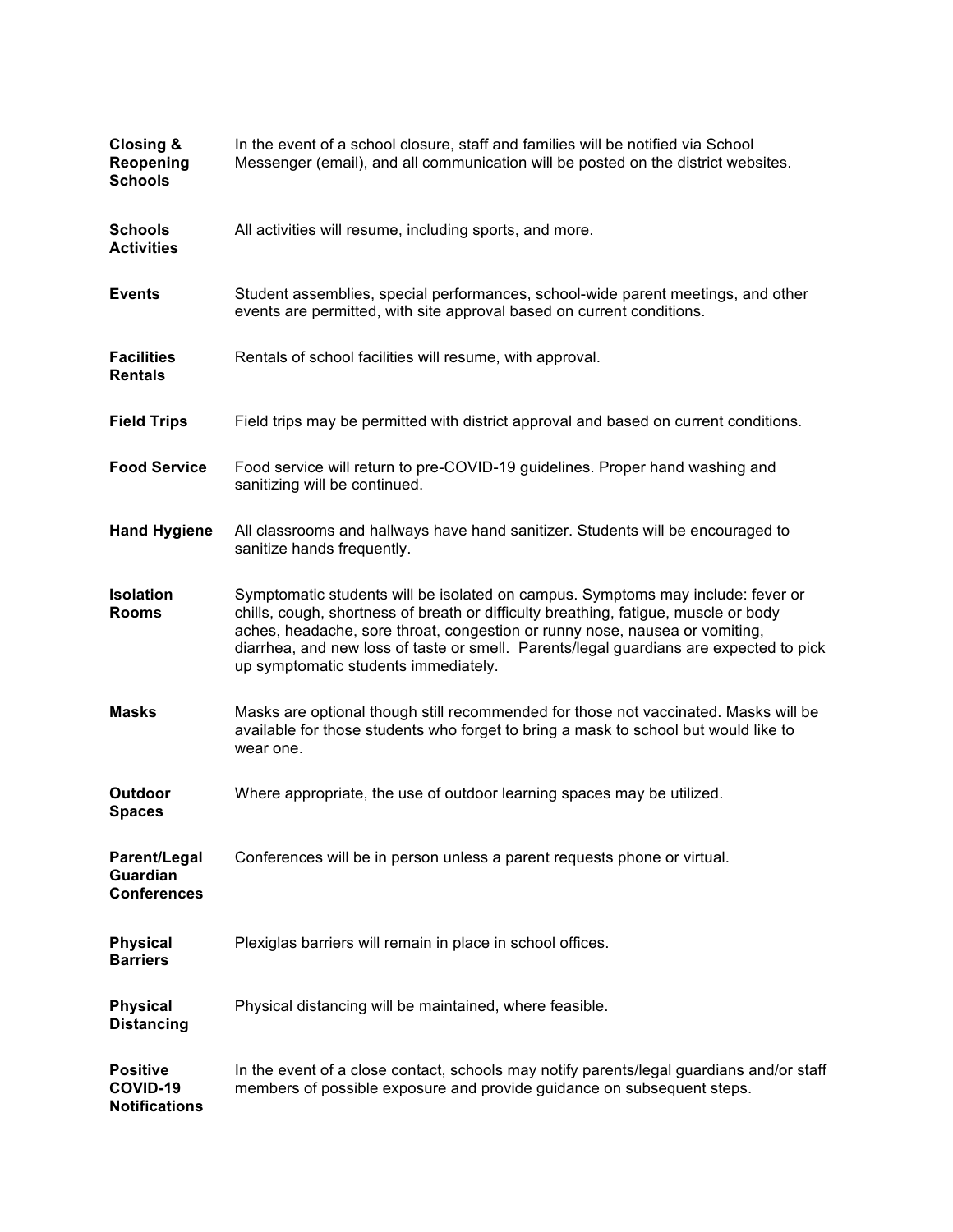| | |
|---|---|
| **Closing & Reopening Schools** | In the event of a school closure, staff and families will be notified via School Messenger (email), and all communication will be posted on the district websites. |
| **Schools Activities** | All activities will resume, including sports, and more. |
| **Events** | Student assemblies, special performances, school-wide parent meetings, and other events are permitted, with site approval based on current conditions. |
| **Facilities Rentals** | Rentals of school facilities will resume, with approval. |
| **Field Trips** | Field trips may be permitted with district approval and based on current conditions. |
| **Food Service** | Food service will return to pre-COVID-19 guidelines. Proper hand washing and sanitizing will be continued. |
| **Hand Hygiene** | All classrooms and hallways have hand sanitizer. Students will be encouraged to sanitize hands frequently. |
| **Isolation Rooms** | Symptomatic students will be isolated on campus. Symptoms may include: fever or chills, cough, shortness of breath or difficulty breathing, fatigue, muscle or body aches, headache, sore throat, congestion or runny nose, nausea or vomiting, diarrhea, and new loss of taste or smell. Parents/legal guardians are expected to pick up symptomatic students immediately. |
| **Masks** | Masks are optional though still recommended for those not vaccinated. Masks will be available for those students who forget to bring a mask to school but would like to wear one. |
| **Outdoor Spaces** | Where appropriate, the use of outdoor learning spaces may be utilized. |
| **Parent/Legal Guardian Conferences** | Conferences will be in person unless a parent requests phone or virtual. |
| **Physical Barriers** | Plexiglas barriers will remain in place in school offices. |
| **Physical Distancing** | Physical distancing will be maintained, where feasible. |
| **Positive COVID-19 Notifications** | In the event of a close contact, schools may notify parents/legal guardians and/or staff members of possible exposure and provide guidance on subsequent steps. |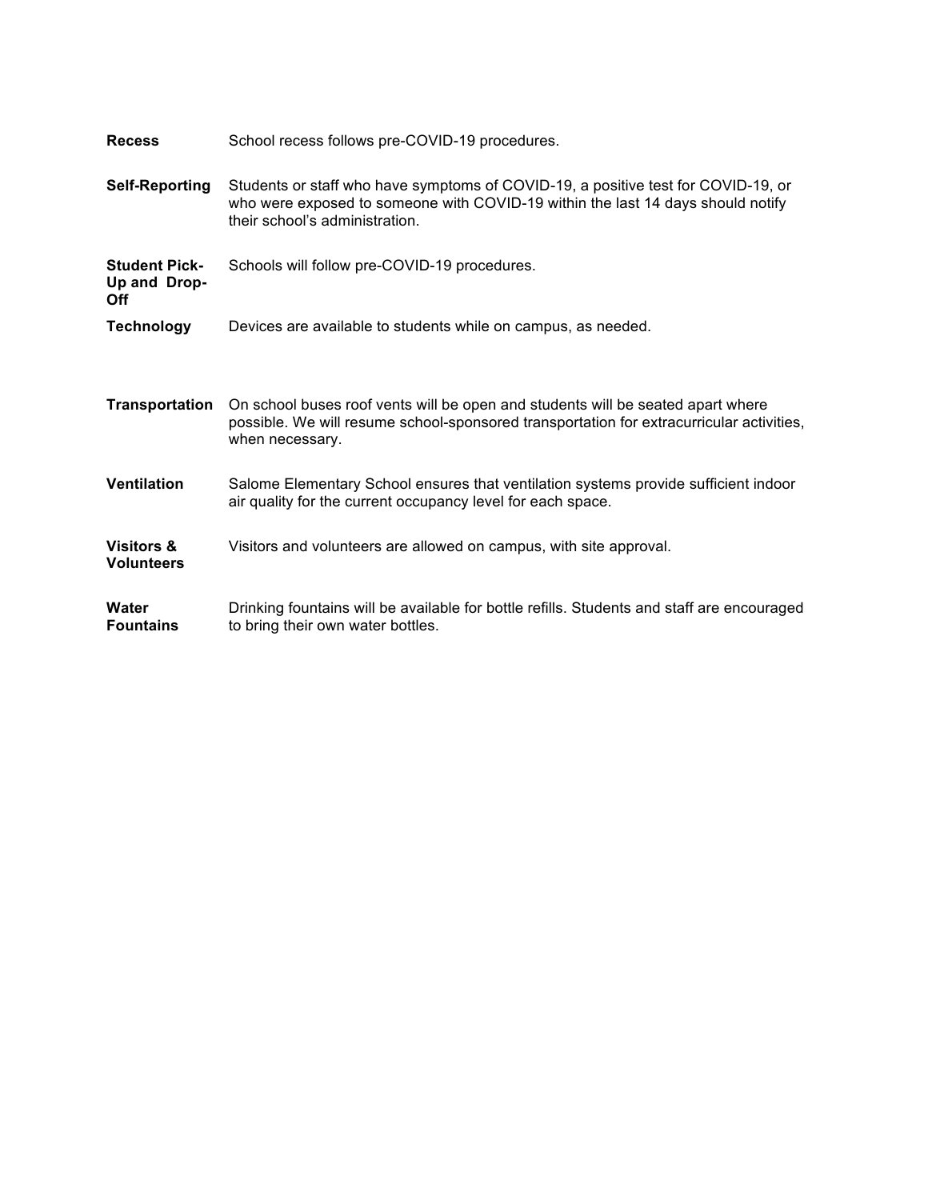| | |
|---|---|
| **Recess** | School recess follows pre-COVID-19 procedures. |
| **Self-Reporting** | Students or staff who have symptoms of COVID-19, a positive test for COVID-19, or who were exposed to someone with COVID-19 within the last 14 days should notify their school's administration. |
| **Student Pick-Up and Drop-Off** | Schools will follow pre-COVID-19 procedures. |
| **Technology** | Devices are available to students while on campus, as needed. |
| **Transportation** | On school buses roof vents will be open and students will be seated apart where possible. We will resume school-sponsored transportation for extracurricular activities, when necessary. |
| **Ventilation** | Salome Elementary School ensures that ventilation systems provide sufficient indoor air quality for the current occupancy level for each space. |
| **Visitors & Volunteers** | Visitors and volunteers are allowed on campus, with site approval. |
| **Water Fountains** | Drinking fountains will be available for bottle refills. Students and staff are encouraged to bring their own water bottles. |